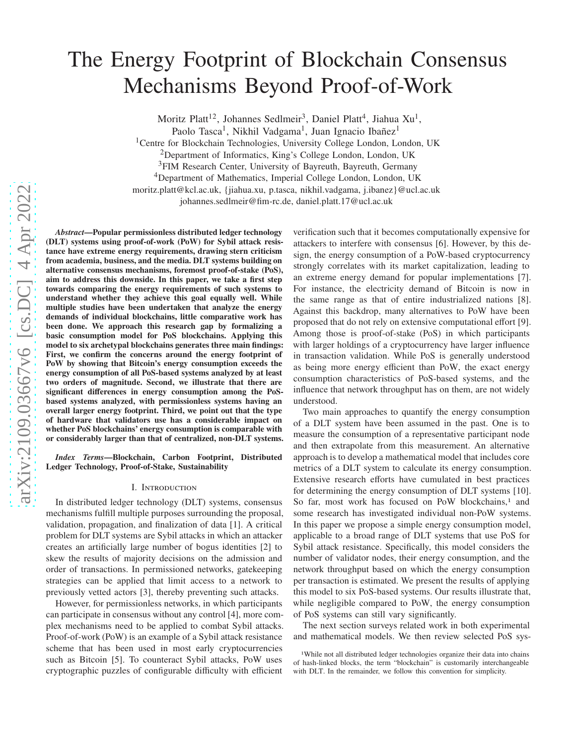# The Energy Footprint of Blockchain Consensus Mechanisms Beyond Proof-of-Work

Moritz Platt[1,2], Johannes Sedlmeir[3], Daniel Platt[4], Jiahua Xu[1], Paolo Tasca[1], Nikhil Vadgama[1], Juan Ignacio Ibañez[1]

[1]Centre for Blockchain Technologies, University College London, London, UK
[2]Department of Informatics, King's College London, London, UK
[3]FIM Research Center, University of Bayreuth, Bayreuth, Germany
[4]Department of Mathematics, Imperial College London, London, UK

moritz.platt@kcl.ac.uk, {jiahua.xu, p.tasca, nikhil.vadgama, j.ibanez}@ucl.ac.uk
johannes.sedlmeir@fim-rc.de, daniel.platt.17@ucl.ac.uk

***Abstract*—Popular permissionless distributed ledger technology (DLT) systems using proof-of-work (PoW) for Sybil attack resistance have extreme energy requirements, drawing stern criticism from academia, business, and the media. DLT systems building on alternative consensus mechanisms, foremost proof-of-stake (PoS), aim to address this downside. In this paper, we take a first step towards comparing the energy requirements of such systems to understand whether they achieve this goal equally well. While multiple studies have been undertaken that analyze the energy demands of individual blockchains, little comparative work has been done. We approach this research gap by formalizing a basic consumption model for PoS blockchains. Applying this model to six archetypal blockchains generates three main findings: First, we confirm the concerns around the energy footprint of PoW by showing that Bitcoin's energy consumption exceeds the energy consumption of all PoS-based systems analyzed by at least two orders of magnitude. Second, we illustrate that there are significant differences in energy consumption among the PoS-based systems analyzed, with permissionless systems having an overall larger energy footprint. Third, we point out that the type of hardware that validators use has a considerable impact on whether PoS blockchains' energy consumption is comparable with or considerably larger than that of centralized, non-DLT systems.**

***Index Terms*—Blockchain, Carbon Footprint, Distributed Ledger Technology, Proof-of-Stake, Sustainability**

## I. Introduction

In distributed ledger technology (DLT) systems, consensus mechanisms fulfill multiple purposes surrounding the proposal, validation, propagation, and finalization of data [1]. A critical problem for DLT systems are Sybil attacks in which an attacker creates an artificially large number of bogus identities [2] to skew the results of majority decisions on the admission and order of transactions. In permissioned networks, gatekeeping strategies can be applied that limit access to a network to previously vetted actors [3], thereby preventing such attacks.

However, for permissionless networks, in which participants can participate in consensus without any control [4], more complex mechanisms need to be applied to combat Sybil attacks. Proof-of-work (PoW) is an example of a Sybil attack resistance scheme that has been used in most early cryptocurrencies such as Bitcoin [5]. To counteract Sybil attacks, PoW uses cryptographic puzzles of configurable difficulty with efficient verification such that it becomes computationally expensive for attackers to interfere with consensus [6]. However, by this design, the energy consumption of a PoW-based cryptocurrency strongly correlates with its market capitalization, leading to an extreme energy demand for popular implementations [7]. For instance, the electricity demand of Bitcoin is now in the same range as that of entire industrialized nations [8]. Against this backdrop, many alternatives to PoW have been proposed that do not rely on extensive computational effort [9]. Among those is proof-of-stake (PoS) in which participants with larger holdings of a cryptocurrency have larger influence in transaction validation. While PoS is generally understood as being more energy efficient than PoW, the exact energy consumption characteristics of PoS-based systems, and the influence that network throughput has on them, are not widely understood.

Two main approaches to quantify the energy consumption of a DLT system have been assumed in the past. One is to measure the consumption of a representative participant node and then extrapolate from this measurement. An alternative approach is to develop a mathematical model that includes core metrics of a DLT system to calculate its energy consumption. Extensive research efforts have cumulated in best practices for determining the energy consumption of DLT systems [10]. So far, most work has focused on PoW blockchains,[1] and some research has investigated individual non-PoW systems. In this paper we propose a simple energy consumption model, applicable to a broad range of DLT systems that use PoS for Sybil attack resistance. Specifically, this model considers the number of validator nodes, their energy consumption, and the network throughput based on which the energy consumption per transaction is estimated. We present the results of applying this model to six PoS-based systems. Our results illustrate that, while negligible compared to PoW, the energy consumption of PoS systems can still vary significantly.

The next section surveys related work in both experimental and mathematical models. We then review selected PoS sys-

[1]While not all distributed ledger technologies organize their data into chains of hash-linked blocks, the term "blockchain" is customarily interchangeable with DLT. In the remainder, we follow this convention for simplicity.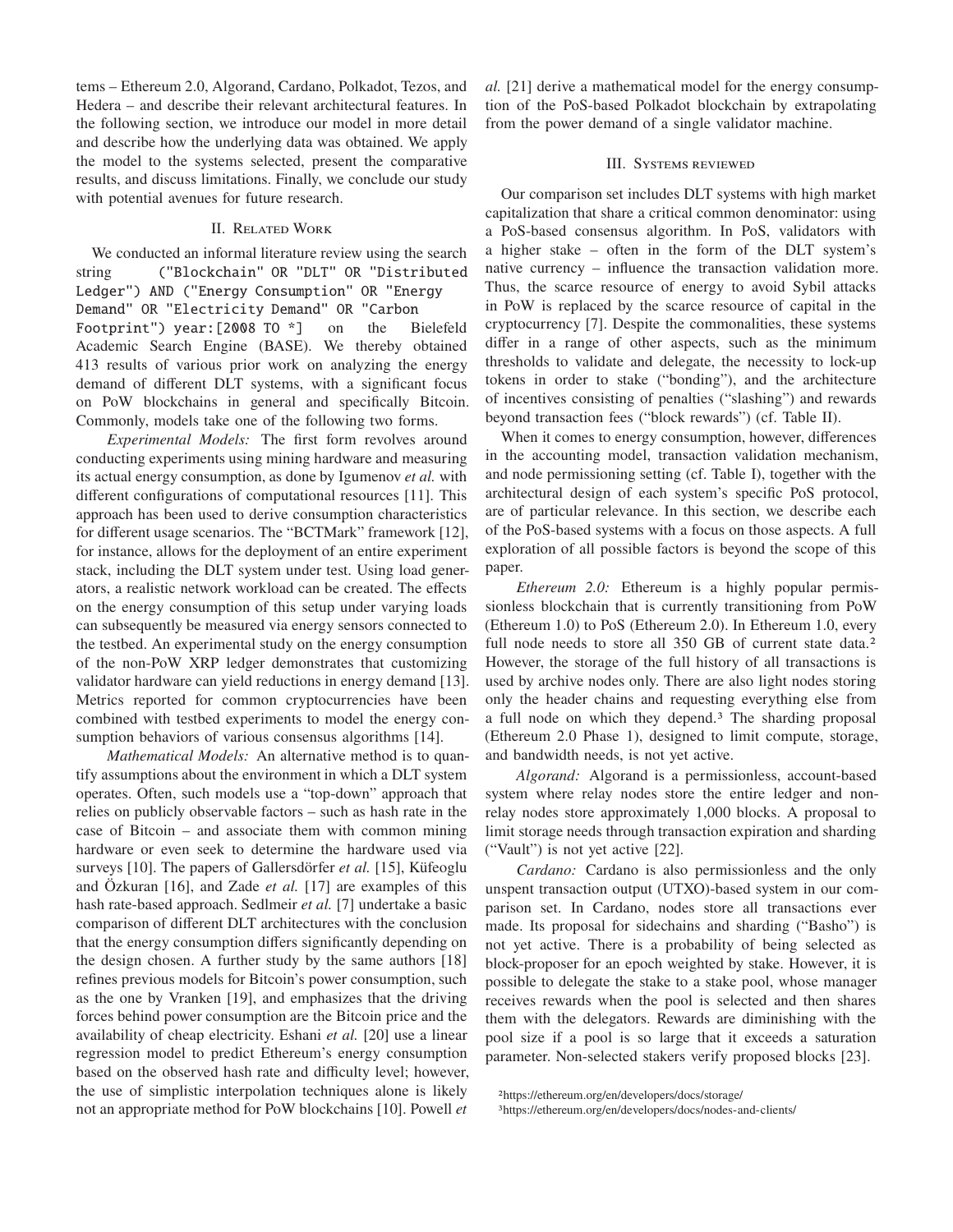tems – Ethereum 2.0, Algorand, Cardano, Polkadot, Tezos, and Hedera – and describe their relevant architectural features. In the following section, we introduce our model in more detail and describe how the underlying data was obtained. We apply the model to the systems selected, present the comparative results, and discuss limitations. Finally, we conclude our study with potential avenues for future research.

## II. Related Work

We conducted an informal literature review using the search string `("Blockchain" OR "DLT" OR "Distributed Ledger") AND ("Energy Consumption" OR "Energy Demand" OR "Electricity Demand" OR "Carbon Footprint") year:[2008 TO *]` on the Bielefeld Academic Search Engine (BASE). We thereby obtained 413 results of various prior work on analyzing the energy demand of different DLT systems, with a significant focus on PoW blockchains in general and specifically Bitcoin. Commonly, models take one of the following two forms.

*Experimental Models:* The first form revolves around conducting experiments using mining hardware and measuring its actual energy consumption, as done by Igumenov *et al.* with different configurations of computational resources [11]. This approach has been used to derive consumption characteristics for different usage scenarios. The "BCTMark" framework [12], for instance, allows for the deployment of an entire experiment stack, including the DLT system under test. Using load generators, a realistic network workload can be created. The effects on the energy consumption of this setup under varying loads can subsequently be measured via energy sensors connected to the testbed. An experimental study on the energy consumption of the non-PoW XRP ledger demonstrates that customizing validator hardware can yield reductions in energy demand [13]. Metrics reported for common cryptocurrencies have been combined with testbed experiments to model the energy consumption behaviors of various consensus algorithms [14].

*Mathematical Models:* An alternative method is to quantify assumptions about the environment in which a DLT system operates. Often, such models use a "top-down" approach that relies on publicly observable factors – such as hash rate in the case of Bitcoin – and associate them with common mining hardware or even seek to determine the hardware used via surveys [10]. The papers of Gallersdörfer *et al.* [15], Küfeoglu and Özkuran [16], and Zade *et al.* [17] are examples of this hash rate-based approach. Sedlmeir *et al.* [7] undertake a basic comparison of different DLT architectures with the conclusion that the energy consumption differs significantly depending on the design chosen. A further study by the same authors [18] refines previous models for Bitcoin's power consumption, such as the one by Vranken [19], and emphasizes that the driving forces behind power consumption are the Bitcoin price and the availability of cheap electricity. Eshani *et al.* [20] use a linear regression model to predict Ethereum's energy consumption based on the observed hash rate and difficulty level; however, the use of simplistic interpolation techniques alone is likely not an appropriate method for PoW blockchains [10]. Powell *et al.* [21] derive a mathematical model for the energy consumption of the PoS-based Polkadot blockchain by extrapolating from the power demand of a single validator machine.

## III. Systems reviewed

Our comparison set includes DLT systems with high market capitalization that share a critical common denominator: using a PoS-based consensus algorithm. In PoS, validators with a higher stake – often in the form of the DLT system's native currency – influence the transaction validation more. Thus, the scarce resource of energy to avoid Sybil attacks in PoW is replaced by the scarce resource of capital in the cryptocurrency [7]. Despite the commonalities, these systems differ in a range of other aspects, such as the minimum thresholds to validate and delegate, the necessity to lock-up tokens in order to stake ("bonding"), and the architecture of incentives consisting of penalties ("slashing") and rewards beyond transaction fees ("block rewards") (cf. Table II).

When it comes to energy consumption, however, differences in the accounting model, transaction validation mechanism, and node permissioning setting (cf. Table I), together with the architectural design of each system's specific PoS protocol, are of particular relevance. In this section, we describe each of the PoS-based systems with a focus on those aspects. A full exploration of all possible factors is beyond the scope of this paper.

*Ethereum 2.0:* Ethereum is a highly popular permissionless blockchain that is currently transitioning from PoW (Ethereum 1.0) to PoS (Ethereum 2.0). In Ethereum 1.0, every full node needs to store all 350 GB of current state data.[2] However, the storage of the full history of all transactions is used by archive nodes only. There are also light nodes storing only the header chains and requesting everything else from a full node on which they depend.[3] The sharding proposal (Ethereum 2.0 Phase 1), designed to limit compute, storage, and bandwidth needs, is not yet active.

*Algorand:* Algorand is a permissionless, account-based system where relay nodes store the entire ledger and non-relay nodes store approximately 1,000 blocks. A proposal to limit storage needs through transaction expiration and sharding ("Vault") is not yet active [22].

*Cardano:* Cardano is also permissionless and the only unspent transaction output (UTXO)-based system in our comparison set. In Cardano, nodes store all transactions ever made. Its proposal for sidechains and sharding ("Basho") is not yet active. There is a probability of being selected as block-proposer for an epoch weighted by stake. However, it is possible to delegate the stake to a stake pool, whose manager receives rewards when the pool is selected and then shares them with the delegators. Rewards are diminishing with the pool size if a pool is so large that it exceeds a saturation parameter. Non-selected stakers verify proposed blocks [23].

[2] https://ethereum.org/en/developers/docs/storage/

[3] https://ethereum.org/en/developers/docs/nodes-and-clients/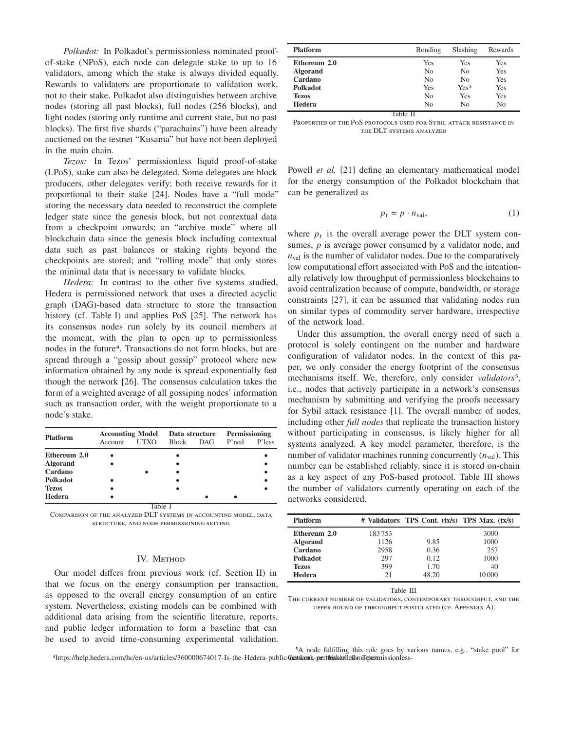*Polkadot:* In Polkadot's permissionless nominated proof-of-stake (NPoS), each node can delegate stake to up to 16 validators, among which the stake is always divided equally. Rewards to validators are proportionate to validation work, not to their stake. Polkadot also distinguishes between archive nodes (storing all past blocks), full nodes (256 blocks), and light nodes (storing only runtime and current state, but no past blocks). The first five shards ("parachains") have been already auctioned on the testnet "Kusama" but have not been deployed in the main chain.

*Tezos:* In Tezos' permissionless liquid proof-of-stake (LPoS), stake can also be delegated. Some delegates are block producers, other delegates verify; both receive rewards for it proportional to their stake [24]. Nodes have a "full mode" storing the necessary data needed to reconstruct the complete ledger state since the genesis block, but not contextual data from a checkpoint onwards; an "archive mode" where all blockchain data since the genesis block including contextual data such as past balances or staking rights beyond the checkpoints are stored; and "rolling mode" that only stores the minimal data that is necessary to validate blocks.

*Hedera:* In contrast to the other five systems studied, Hedera is permissioned network that uses a directed acyclic graph (DAG)-based data structure to store the transaction history (cf. Table I) and applies PoS [25]. The network has its consensus nodes run solely by its council members at the moment, with the plan to open up to permissionless nodes in the future[4]. Transactions do not form blocks, but are spread through a "gossip about gossip" protocol where new information obtained by any node is spread exponentially fast though the network [26]. The consensus calculation takes the form of a weighted average of all gossiping nodes' information such as transaction order, with the weight proportionate to a node's stake.

| Platform | Accounting Model | | Data structure | | Permissioning | |
|---|---|---|---|---|---|---|
| | Account | UTXO | Block | DAG | P'ned | P'less |
| **Ethereum 2.0** | • | | • | | | • |
| **Algorand** | • | | • | | | • |
| **Cardano** | | • | • | | | • |
| **Polkadot** | • | | • | | | • |
| **Tezos** | • | | • | | | • |
| **Hedera** | • | | | • | • | |

Table I
COMPARISON OF THE ANALYZED DLT SYSTEMS IN ACCOUNTING MODEL, DATA STRUCTURE, AND NODE PERMISSIONING SETTING

## IV. METHOD

Our model differs from previous work (cf. Section II) in that we focus on the energy consumption per transaction, as opposed to the overall energy consumption of an entire system. Nevertheless, existing models can be combined with additional data arising from the scientific literature, reports, and public ledger information to form a baseline that can be used to avoid time-consuming experimental validation.

| Platform | Bonding | Slashing | Rewards |
|---|---|---|---|
| **Ethereum 2.0** | Yes | Yes | Yes |
| **Algorand** | No | No | Yes |
| **Cardano** | No | No | Yes |
| **Polkadot** | Yes | Yes* | Yes |
| **Tezos** | No | Yes | Yes |
| **Hedera** | No | No | No |

Table II
PROPERTIES OF THE POS PROTOCOLS USED FOR SYBIL ATTACK RESISTANCE IN THE DLT SYSTEMS ANALYZED

Powell *et al.* [21] define an elementary mathematical model for the energy consumption of the Polkadot blockchain that can be generalized as

$$p_t = p \cdot n_{\text{val}}, \tag{1}$$

where $p_t$ is the overall average power the DLT system consumes, $p$ is average power consumed by a validator node, and $n_{\text{val}}$ is the number of validator nodes. Due to the comparatively low computational effort associated with PoS and the intentionally relatively low throughput of permissionless blockchains to avoid centralization because of compute, bandwidth, or storage constraints [27], it can be assumed that validating nodes run on similar types of commodity server hardware, irrespective of the network load.

Under this assumption, the overall energy need of such a protocol is solely contingent on the number and hardware configuration of validator nodes. In the context of this paper, we only consider the energy footprint of the consensus mechanisms itself. We, therefore, only consider *validators*[5], i.e., nodes that actively participate in a network's consensus mechanism by submitting and verifying the proofs necessary for Sybil attack resistance [1]. The overall number of nodes, including other *full nodes* that replicate the transaction history without participating in consensus, is likely higher for all systems analyzed. A key model parameter, therefore, is the number of validator machines running concurrently ($n_{\text{val}}$). This number can be established reliably, since it is stored on-chain as a key aspect of any PoS-based protocol. Table III shows the number of validators currently operating on each of the networks considered.

| Platform | # Validators | TPS Cont. (tx/s) | TPS Max. (tx/s) |
|---|---|---|---|
| **Ethereum 2.0** | 183 753 | | 3000 |
| **Algorand** | 1126 | 9.85 | 1000 |
| **Cardano** | 2958 | 0.36 | 257 |
| **Polkadot** | 297 | 0.12 | 1000 |
| **Tezos** | 399 | 1.70 | 40 |
| **Hedera** | 21 | 48.20 | 10 000 |

Table III
THE CURRENT NUMBER OF VALIDATORS, CONTEMPORARY THROUGHPUT, AND THE UPPER BOUND OF THROUGHPUT POSTULATED (CF. APPENDIX A).

[4] https://help.hedera.com/hc/en-us/articles/360000674017-Is-the-Hedera-public-network-permissioned-or-permissionless-

[5] A node fulfilling this role goes by various names, e.g., "stake pool" for Cardano, or "baker" for Tezos.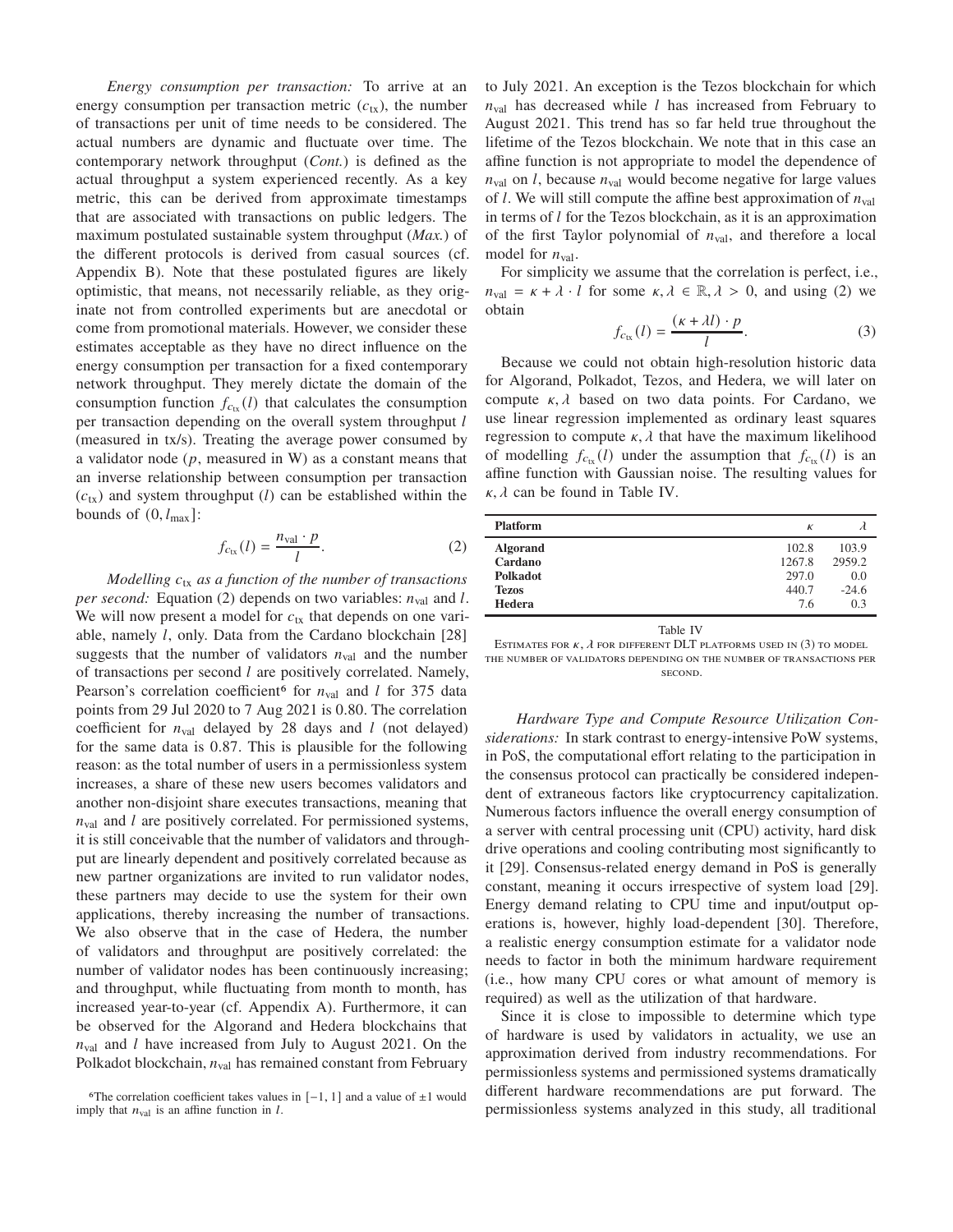*Energy consumption per transaction:* To arrive at an energy consumption per transaction metric ($c_{\text{tx}}$), the number of transactions per unit of time needs to be considered. The actual numbers are dynamic and fluctuate over time. The contemporary network throughput (*Cont.*) is defined as the actual throughput a system experienced recently. As a key metric, this can be derived from approximate timestamps that are associated with transactions on public ledgers. The maximum postulated sustainable system throughput (*Max.*) of the different protocols is derived from casual sources (cf. Appendix B). Note that these postulated figures are likely optimistic, that means, not necessarily reliable, as they originate not from controlled experiments but are anecdotal or come from promotional materials. However, we consider these estimates acceptable as they have no direct influence on the energy consumption per transaction for a fixed contemporary network throughput. They merely dictate the domain of the consumption function $f_{c_{\text{tx}}}(l)$ that calculates the consumption per transaction depending on the overall system throughput $l$ (measured in tx/s). Treating the average power consumed by a validator node ($p$, measured in W) as a constant means that an inverse relationship between consumption per transaction ($c_{\text{tx}}$) and system throughput ($l$) can be established within the bounds of $(0, l_{\max}]$:

$$f_{c_{\text{tx}}}(l) = \frac{n_{\text{val}} \cdot p}{l}. \tag{2}$$

*Modelling $c_{\text{tx}}$ as a function of the number of transactions per second:* Equation (2) depends on two variables: $n_{\text{val}}$ and $l$. We will now present a model for $c_{\text{tx}}$ that depends on one variable, namely $l$, only. Data from the Cardano blockchain [28] suggests that the number of validators $n_{\text{val}}$ and the number of transactions per second $l$ are positively correlated. Namely, Pearson's correlation coefficient[6] for $n_{\text{val}}$ and $l$ for 375 data points from 29 Jul 2020 to 7 Aug 2021 is 0.80. The correlation coefficient for $n_{\text{val}}$ delayed by 28 days and $l$ (not delayed) for the same data is 0.87. This is plausible for the following reason: as the total number of users in a permissionless system increases, a share of these new users becomes validators and another non-disjoint share executes transactions, meaning that $n_{\text{val}}$ and $l$ are positively correlated. For permissioned systems, it is still conceivable that the number of validators and throughput are linearly dependent and positively correlated because as new partner organizations are invited to run validator nodes, these partners may decide to use the system for their own applications, thereby increasing the number of transactions. We also observe that in the case of Hedera, the number of validators and throughput are positively correlated: the number of validator nodes has been continuously increasing; and throughput, while fluctuating from month to month, has increased year-to-year (cf. Appendix A). Furthermore, it can be observed for the Algorand and Hedera blockchains that $n_{\text{val}}$ and $l$ have increased from July to August 2021. On the Polkadot blockchain, $n_{\text{val}}$ has remained constant from February to July 2021. An exception is the Tezos blockchain for which $n_{\text{val}}$ has decreased while $l$ has increased from February to August 2021. This trend has so far held true throughout the lifetime of the Tezos blockchain. We note that in this case an affine function is not appropriate to model the dependence of $n_{\text{val}}$ on $l$, because $n_{\text{val}}$ would become negative for large values of $l$. We will still compute the affine best approximation of $n_{\text{val}}$ in terms of $l$ for the Tezos blockchain, as it is an approximation of the first Taylor polynomial of $n_{\text{val}}$, and therefore a local model for $n_{\text{val}}$.

[6]The correlation coefficient takes values in $[-1, 1]$ and a value of $\pm 1$ would imply that $n_{\text{val}}$ is an affine function in $l$.

For simplicity we assume that the correlation is perfect, i.e., $n_{\text{val}} = \kappa + \lambda \cdot l$ for some $\kappa, \lambda \in \mathbb{R}, \lambda > 0$, and using (2) we obtain

$$f_{c_{\text{tx}}}(l) = \frac{(\kappa + \lambda l) \cdot p}{l}. \tag{3}$$

Because we could not obtain high-resolution historic data for Algorand, Polkadot, Tezos, and Hedera, we will later on compute $\kappa, \lambda$ based on two data points. For Cardano, we use linear regression implemented as ordinary least squares regression to compute $\kappa, \lambda$ that have the maximum likelihood of modelling $f_{c_{\text{tx}}}(l)$ under the assumption that $f_{c_{\text{tx}}}(l)$ is an affine function with Gaussian noise. The resulting values for $\kappa, \lambda$ can be found in Table IV.

| Platform | $\kappa$ | $\lambda$ |
|---|---|---|
| **Algorand** | 102.8 | 103.9 |
| **Cardano** | 1267.8 | 2959.2 |
| **Polkadot** | 297.0 | 0.0 |
| **Tezos** | 440.7 | -24.6 |
| **Hedera** | 7.6 | 0.3 |

Table IV

Estimates for $\kappa, \lambda$ for different DLT platforms used in (3) to model the number of validators depending on the number of transactions per second.

*Hardware Type and Compute Resource Utilization Considerations:* In stark contrast to energy-intensive PoW systems, in PoS, the computational effort relating to the participation in the consensus protocol can practically be considered independent of extraneous factors like cryptocurrency capitalization. Numerous factors influence the overall energy consumption of a server with central processing unit (CPU) activity, hard disk drive operations and cooling contributing most significantly to it [29]. Consensus-related energy demand in PoS is generally constant, meaning it occurs irrespective of system load [29]. Energy demand relating to CPU time and input/output operations is, however, highly load-dependent [30]. Therefore, a realistic energy consumption estimate for a validator node needs to factor in both the minimum hardware requirement (i.e., how many CPU cores or what amount of memory is required) as well as the utilization of that hardware.

Since it is close to impossible to determine which type of hardware is used by validators in actuality, we use an approximation derived from industry recommendations. For permissionless systems and permissioned systems dramatically different hardware recommendations are put forward. The permissionless systems analyzed in this study, all traditional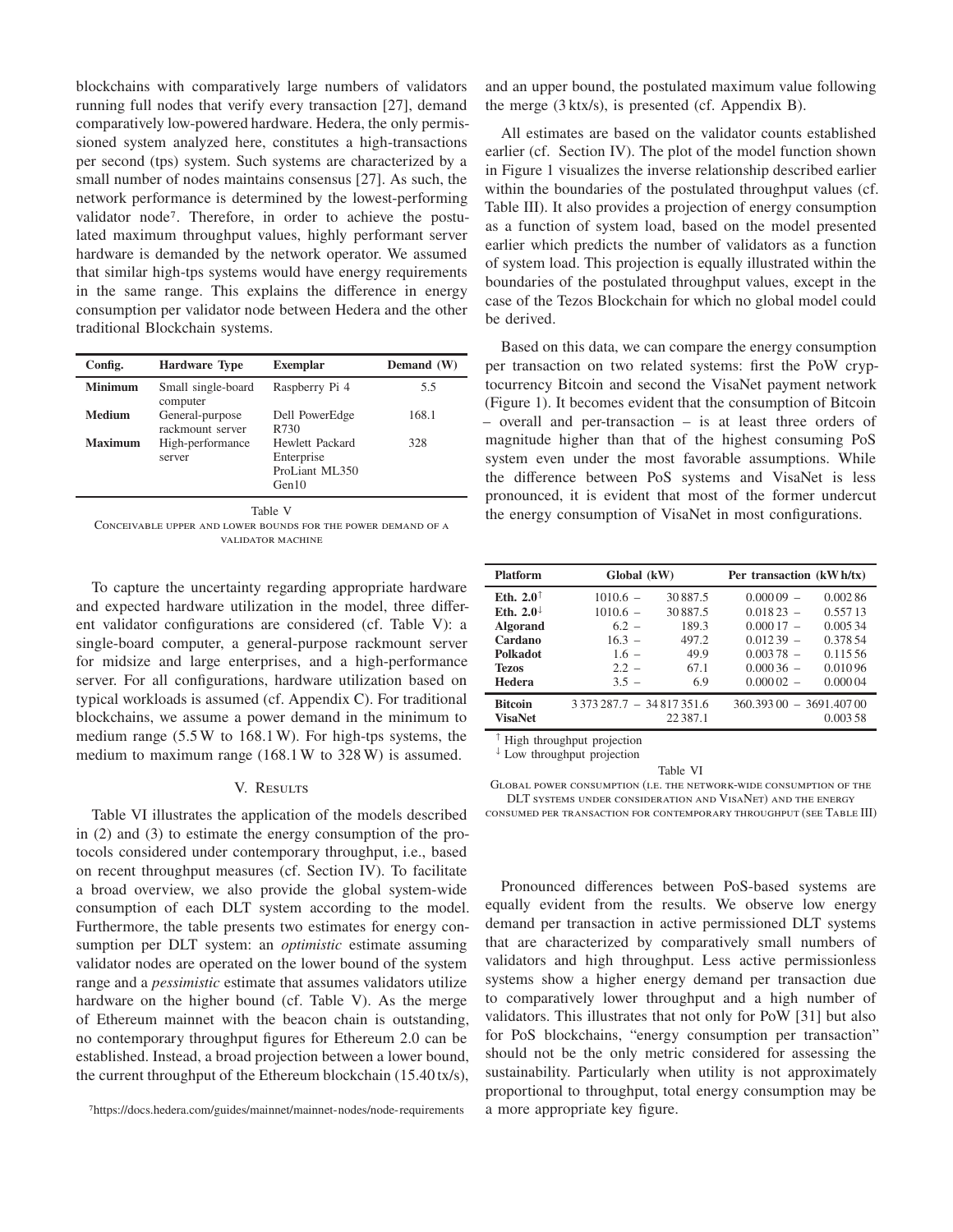blockchains with comparatively large numbers of validators running full nodes that verify every transaction [27], demand comparatively low-powered hardware. Hedera, the only permissioned system analyzed here, constitutes a high-transactions per second (tps) system. Such systems are characterized by a small number of nodes maintains consensus [27]. As such, the network performance is determined by the lowest-performing validator node[7]. Therefore, in order to achieve the postulated maximum throughput values, highly performant server hardware is demanded by the network operator. We assumed that similar high-tps systems would have energy requirements in the same range. This explains the difference in energy consumption per validator node between Hedera and the other traditional Blockchain systems.

| Config. | Hardware Type | Exemplar | Demand (W) |
|---|---|---|---|
| **Minimum** | Small single-board computer | Raspberry Pi 4 | 5.5 |
| **Medium** | General-purpose rackmount server | Dell PowerEdge R730 | 168.1 |
| **Maximum** | High-performance server | Hewlett Packard Enterprise ProLiant ML350 Gen10 | 328 |

Table V

CONCEIVABLE UPPER AND LOWER BOUNDS FOR THE POWER DEMAND OF A VALIDATOR MACHINE

To capture the uncertainty regarding appropriate hardware and expected hardware utilization in the model, three different validator configurations are considered (cf. Table V): a single-board computer, a general-purpose rackmount server for midsize and large enterprises, and a high-performance server. For all configurations, hardware utilization based on typical workloads is assumed (cf. Appendix C). For traditional blockchains, we assume a power demand in the minimum to medium range (5.5 W to 168.1 W). For high-tps systems, the medium to maximum range (168.1 W to 328 W) is assumed.

## V. RESULTS

Table VI illustrates the application of the models described in (2) and (3) to estimate the energy consumption of the protocols considered under contemporary throughput, i.e., based on recent throughput measures (cf. Section IV). To facilitate a broad overview, we also provide the global system-wide consumption of each DLT system according to the model. Furthermore, the table presents two estimates for energy consumption per DLT system: an *optimistic* estimate assuming validator nodes are operated on the lower bound of the system range and a *pessimistic* estimate that assumes validators utilize hardware on the higher bound (cf. Table V). As the merge of Ethereum mainnet with the beacon chain is outstanding, no contemporary throughput figures for Ethereum 2.0 can be established. Instead, a broad projection between a lower bound, the current throughput of the Ethereum blockchain (15.40 tx/s), and an upper bound, the postulated maximum value following the merge (3 ktx/s), is presented (cf. Appendix B).

All estimates are based on the validator counts established earlier (cf. Section IV). The plot of the model function shown in Figure 1 visualizes the inverse relationship described earlier within the boundaries of the postulated throughput values (cf. Table III). It also provides a projection of energy consumption as a function of system load, based on the model presented earlier which predicts the number of validators as a function of system load. This projection is equally illustrated within the boundaries of the postulated throughput values, except in the case of the Tezos Blockchain for which no global model could be derived.

Based on this data, we can compare the energy consumption per transaction on two related systems: first the PoW cryptocurrency Bitcoin and second the VisaNet payment network (Figure 1). It becomes evident that the consumption of Bitcoin – overall and per-transaction – is at least three orders of magnitude higher than that of the highest consuming PoS system even under the most favorable assumptions. While the difference between PoS systems and VisaNet is less pronounced, it is evident that most of the former undercut the energy consumption of VisaNet in most configurations.

| Platform | Global (kW) | Per transaction (kW h/tx) |
|---|---|---|
| **Eth. 2.0**[↑] | 1010.6 – 30 887.5 | 0.000 09 – 0.002 86 |
| **Eth. 2.0**[↓] | 1010.6 – 30 887.5 | 0.018 23 – 0.557 13 |
| **Algorand** | 6.2 – 189.3 | 0.000 17 – 0.005 34 |
| **Cardano** | 16.3 – 497.2 | 0.012 39 – 0.378 54 |
| **Polkadot** | 1.6 – 49.9 | 0.003 78 – 0.115 56 |
| **Tezos** | 2.2 – 67.1 | 0.000 36 – 0.010 96 |
| **Hedera** | 3.5 – 6.9 | 0.000 02 – 0.000 04 |
| **Bitcoin** | 3 373 287.7 – 34 817 351.6 | 360.393 00 – 3691.407 00 |
| **VisaNet** | 22 387.1 | 0.003 58 |

[↑] High throughput projection
[↓] Low throughput projection

Table VI

GLOBAL POWER CONSUMPTION (I.E. THE NETWORK-WIDE CONSUMPTION OF THE DLT SYSTEMS UNDER CONSIDERATION AND VISANET) AND THE ENERGY CONSUMED PER TRANSACTION FOR CONTEMPORARY THROUGHPUT (SEE TABLE III)

Pronounced differences between PoS-based systems are equally evident from the results. We observe low energy demand per transaction in active permissioned DLT systems that are characterized by comparatively small numbers of validators and high throughput. Less active permissionless systems show a higher energy demand per transaction due to comparatively lower throughput and a high number of validators. This illustrates that not only for PoW [31] but also for PoS blockchains, "energy consumption per transaction" should not be the only metric considered for assessing the sustainability. Particularly when utility is not approximately proportional to throughput, total energy consumption may be a more appropriate key figure.

[7]https://docs.hedera.com/guides/mainnet/mainnet-nodes/node-requirements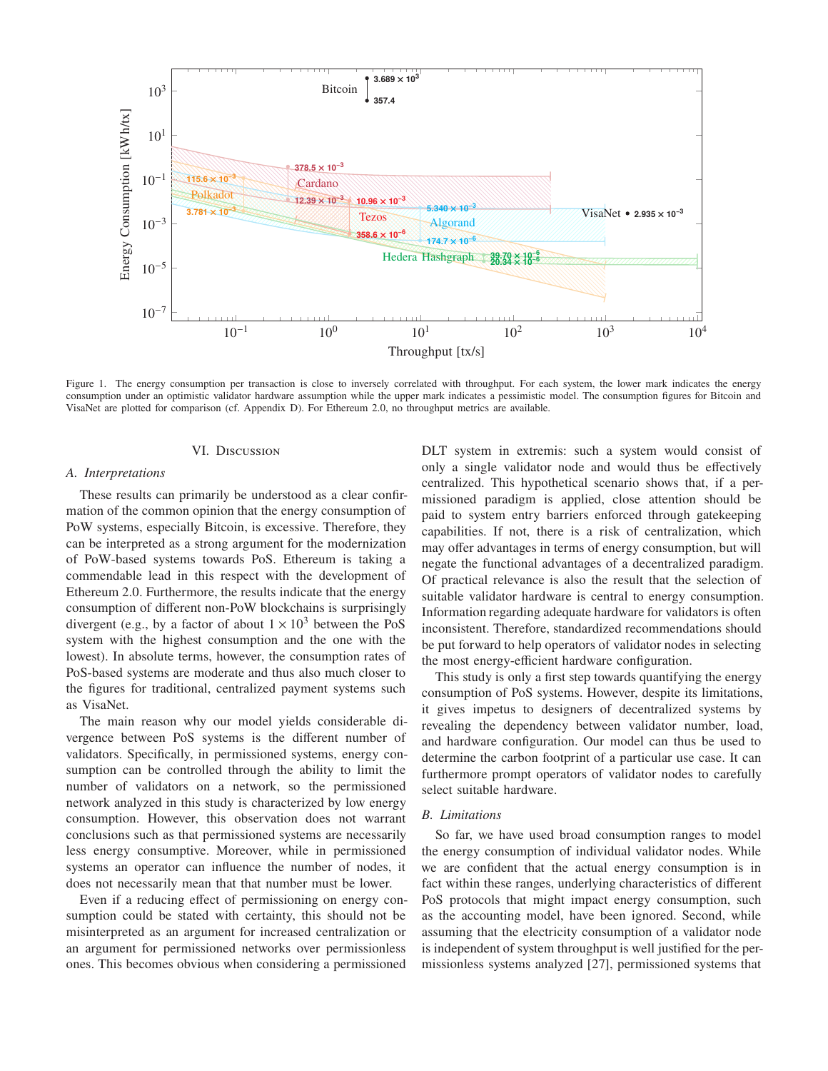Figure 1. The energy consumption per transaction is close to inversely correlated with throughput. For each system, the lower mark indicates the energy consumption under an optimistic validator hardware assumption while the upper mark indicates a pessimistic model. The consumption figures for Bitcoin and VisaNet are plotted for comparison (cf. Appendix D). For Ethereum 2.0, no throughput metrics are available.

## VI. Discussion

### A. Interpretations

These results can primarily be understood as a clear confirmation of the common opinion that the energy consumption of PoW systems, especially Bitcoin, is excessive. Therefore, they can be interpreted as a strong argument for the modernization of PoW-based systems towards PoS. Ethereum is taking a commendable lead in this respect with the development of Ethereum 2.0. Furthermore, the results indicate that the energy consumption of different non-PoW blockchains is surprisingly divergent (e.g., by a factor of about $1 \times 10^3$ between the PoS system with the highest consumption and the one with the lowest). In absolute terms, however, the consumption rates of PoS-based systems are moderate and thus also much closer to the figures for traditional, centralized payment systems such as VisaNet.

The main reason why our model yields considerable divergence between PoS systems is the different number of validators. Specifically, in permissioned systems, energy consumption can be controlled through the ability to limit the number of validators on a network, so the permissioned network analyzed in this study is characterized by low energy consumption. However, this observation does not warrant conclusions such as that permissioned systems are necessarily less energy consumptive. Moreover, while in permissioned systems an operator can influence the number of nodes, it does not necessarily mean that that number must be lower.

Even if a reducing effect of permissioning on energy consumption could be stated with certainty, this should not be misinterpreted as an argument for increased centralization or an argument for permissioned networks over permissionless ones. This becomes obvious when considering a permissioned DLT system in extremis: such a system would consist of only a single validator node and would thus be effectively centralized. This hypothetical scenario shows that, if a permissioned paradigm is applied, close attention should be paid to system entry barriers enforced through gatekeeping capabilities. If not, there is a risk of centralization, which may offer advantages in terms of energy consumption, but will negate the functional advantages of a decentralized paradigm. Of practical relevance is also the result that the selection of suitable validator hardware is central to energy consumption. Information regarding adequate hardware for validators is often inconsistent. Therefore, standardized recommendations should be put forward to help operators of validator nodes in selecting the most energy-efficient hardware configuration.

This study is only a first step towards quantifying the energy consumption of PoS systems. However, despite its limitations, it gives impetus to designers of decentralized systems by revealing the dependency between validator number, load, and hardware configuration. Our model can thus be used to determine the carbon footprint of a particular use case. It can furthermore prompt operators of validator nodes to carefully select suitable hardware.

### B. Limitations

So far, we have used broad consumption ranges to model the energy consumption of individual validator nodes. While we are confident that the actual energy consumption is in fact within these ranges, underlying characteristics of different PoS protocols that might impact energy consumption, such as the accounting model, have been ignored. Second, while assuming that the electricity consumption of a validator node is independent of system throughput is well justified for the permissionless systems analyzed [27], permissioned systems that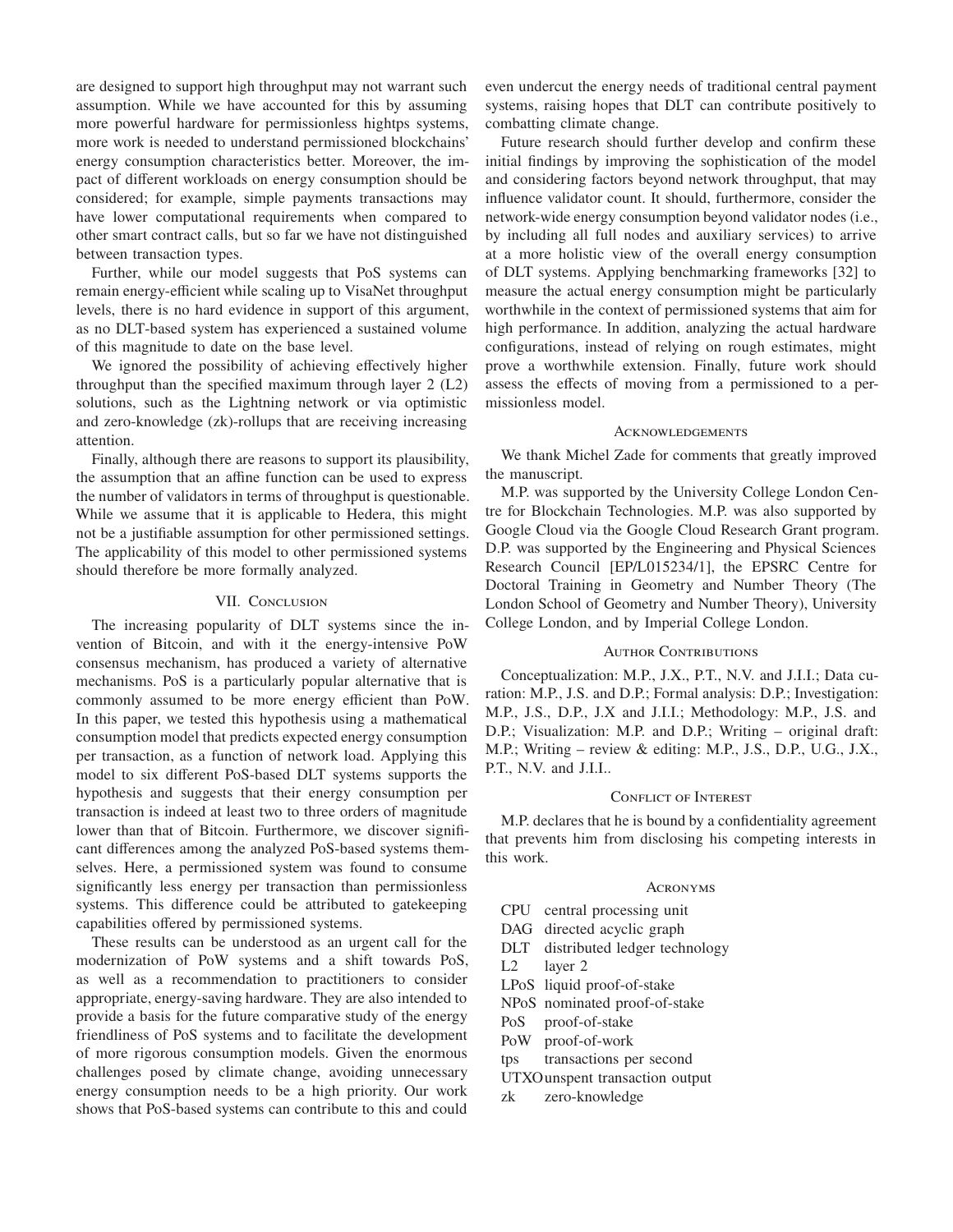are designed to support high throughput may not warrant such assumption. While we have accounted for this by assuming more powerful hardware for permissionless hightps systems, more work is needed to understand permissioned blockchains' energy consumption characteristics better. Moreover, the impact of different workloads on energy consumption should be considered; for example, simple payments transactions may have lower computational requirements when compared to other smart contract calls, but so far we have not distinguished between transaction types.

Further, while our model suggests that PoS systems can remain energy-efficient while scaling up to VisaNet throughput levels, there is no hard evidence in support of this argument, as no DLT-based system has experienced a sustained volume of this magnitude to date on the base level.

We ignored the possibility of achieving effectively higher throughput than the specified maximum through layer 2 (L2) solutions, such as the Lightning network or via optimistic and zero-knowledge (zk)-rollups that are receiving increasing attention.

Finally, although there are reasons to support its plausibility, the assumption that an affine function can be used to express the number of validators in terms of throughput is questionable. While we assume that it is applicable to Hedera, this might not be a justifiable assumption for other permissioned settings. The applicability of this model to other permissioned systems should therefore be more formally analyzed.

## VII. Conclusion

The increasing popularity of DLT systems since the invention of Bitcoin, and with it the energy-intensive PoW consensus mechanism, has produced a variety of alternative mechanisms. PoS is a particularly popular alternative that is commonly assumed to be more energy efficient than PoW. In this paper, we tested this hypothesis using a mathematical consumption model that predicts expected energy consumption per transaction, as a function of network load. Applying this model to six different PoS-based DLT systems supports the hypothesis and suggests that their energy consumption per transaction is indeed at least two to three orders of magnitude lower than that of Bitcoin. Furthermore, we discover significant differences among the analyzed PoS-based systems themselves. Here, a permissioned system was found to consume significantly less energy per transaction than permissionless systems. This difference could be attributed to gatekeeping capabilities offered by permissioned systems.

These results can be understood as an urgent call for the modernization of PoW systems and a shift towards PoS, as well as a recommendation to practitioners to consider appropriate, energy-saving hardware. They are also intended to provide a basis for the future comparative study of the energy friendliness of PoS systems and to facilitate the development of more rigorous consumption models. Given the enormous challenges posed by climate change, avoiding unnecessary energy consumption needs to be a high priority. Our work shows that PoS-based systems can contribute to this and could even undercut the energy needs of traditional central payment systems, raising hopes that DLT can contribute positively to combatting climate change.

Future research should further develop and confirm these initial findings by improving the sophistication of the model and considering factors beyond network throughput, that may influence validator count. It should, furthermore, consider the network-wide energy consumption beyond validator nodes (i.e., by including all full nodes and auxiliary services) to arrive at a more holistic view of the overall energy consumption of DLT systems. Applying benchmarking frameworks [32] to measure the actual energy consumption might be particularly worthwhile in the context of permissioned systems that aim for high performance. In addition, analyzing the actual hardware configurations, instead of relying on rough estimates, might prove a worthwhile extension. Finally, future work should assess the effects of moving from a permissioned to a permissionless model.

## Acknowledgements

We thank Michel Zade for comments that greatly improved the manuscript.

M.P. was supported by the University College London Centre for Blockchain Technologies. M.P. was also supported by Google Cloud via the Google Cloud Research Grant program. D.P. was supported by the Engineering and Physical Sciences Research Council [EP/L015234/1], the EPSRC Centre for Doctoral Training in Geometry and Number Theory (The London School of Geometry and Number Theory), University College London, and by Imperial College London.

## Author Contributions

Conceptualization: M.P., J.X., P.T., N.V. and J.I.I.; Data curation: M.P., J.S. and D.P.; Formal analysis: D.P.; Investigation: M.P., J.S., D.P., J.X and J.I.I.; Methodology: M.P., J.S. and D.P.; Visualization: M.P. and D.P.; Writing – original draft: M.P.; Writing – review & editing: M.P., J.S., D.P., U.G., J.X., P.T., N.V. and J.I.I..

## Conflict of Interest

M.P. declares that he is bound by a confidentiality agreement that prevents him from disclosing his competing interests in this work.

## Acronyms

- **CPU** central processing unit
- **DAG** directed acyclic graph
- **DLT** distributed ledger technology
- **L2** layer 2
- **LPoS** liquid proof-of-stake
- **NPoS** nominated proof-of-stake
- **PoS** proof-of-stake
- **PoW** proof-of-work
- **tps** transactions per second
- **UTXO** unspent transaction output
- **zk** zero-knowledge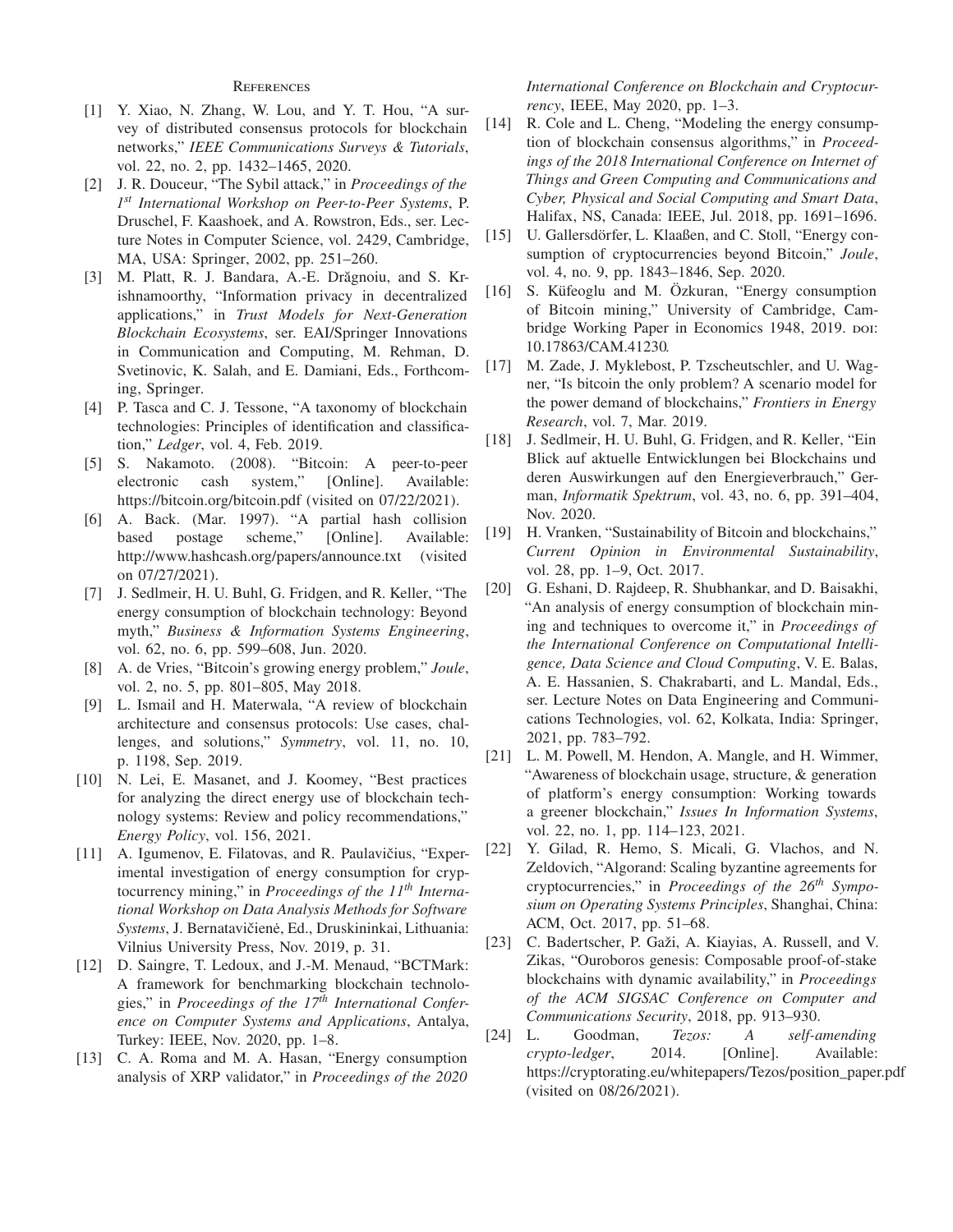## References

[1] Y. Xiao, N. Zhang, W. Lou, and Y. T. Hou, "A survey of distributed consensus protocols for blockchain networks," *IEEE Communications Surveys & Tutorials*, vol. 22, no. 2, pp. 1432–1465, 2020.

[2] J. R. Douceur, "The Sybil attack," in *Proceedings of the 1st International Workshop on Peer-to-Peer Systems*, P. Druschel, F. Kaashoek, and A. Rowstron, Eds., ser. Lecture Notes in Computer Science, vol. 2429, Cambridge, MA, USA: Springer, 2002, pp. 251–260.

[3] M. Platt, R. J. Bandara, A.-E. Drăgnoiu, and S. Krishnamoorthy, "Information privacy in decentralized applications," in *Trust Models for Next-Generation Blockchain Ecosystems*, ser. EAI/Springer Innovations in Communication and Computing, M. Rehman, D. Svetinovic, K. Salah, and E. Damiani, Eds., Forthcoming, Springer.

[4] P. Tasca and C. J. Tessone, "A taxonomy of blockchain technologies: Principles of identification and classification," *Ledger*, vol. 4, Feb. 2019.

[5] S. Nakamoto. (2008). "Bitcoin: A peer-to-peer electronic cash system," [Online]. Available: https://bitcoin.org/bitcoin.pdf (visited on 07/22/2021).

[6] A. Back. (Mar. 1997). "A partial hash collision based postage scheme," [Online]. Available: http://www.hashcash.org/papers/announce.txt (visited on 07/27/2021).

[7] J. Sedlmeir, H. U. Buhl, G. Fridgen, and R. Keller, "The energy consumption of blockchain technology: Beyond myth," *Business & Information Systems Engineering*, vol. 62, no. 6, pp. 599–608, Jun. 2020.

[8] A. de Vries, "Bitcoin's growing energy problem," *Joule*, vol. 2, no. 5, pp. 801–805, May 2018.

[9] L. Ismail and H. Materwala, "A review of blockchain architecture and consensus protocols: Use cases, challenges, and solutions," *Symmetry*, vol. 11, no. 10, p. 1198, Sep. 2019.

[10] N. Lei, E. Masanet, and J. Koomey, "Best practices for analyzing the direct energy use of blockchain technology systems: Review and policy recommendations," *Energy Policy*, vol. 156, 2021.

[11] A. Igumenov, E. Filatovas, and R. Paulavičius, "Experimental investigation of energy consumption for cryptocurrency mining," in *Proceedings of the 11th International Workshop on Data Analysis Methods for Software Systems*, J. Bernatavičienė, Ed., Druskininkai, Lithuania: Vilnius University Press, Nov. 2019, p. 31.

[12] D. Saingre, T. Ledoux, and J.-M. Menaud, "BCTMark: A framework for benchmarking blockchain technologies," in *Proceedings of the 17th International Conference on Computer Systems and Applications*, Antalya, Turkey: IEEE, Nov. 2020, pp. 1–8.

[13] C. A. Roma and M. A. Hasan, "Energy consumption analysis of XRP validator," in *Proceedings of the 2020 International Conference on Blockchain and Cryptocurrency*, IEEE, May 2020, pp. 1–3.

[14] R. Cole and L. Cheng, "Modeling the energy consumption of blockchain consensus algorithms," in *Proceedings of the 2018 International Conference on Internet of Things and Green Computing and Communications and Cyber, Physical and Social Computing and Smart Data*, Halifax, NS, Canada: IEEE, Jul. 2018, pp. 1691–1696.

[15] U. Gallersdörfer, L. Klaaßen, and C. Stoll, "Energy consumption of cryptocurrencies beyond Bitcoin," *Joule*, vol. 4, no. 9, pp. 1843–1846, Sep. 2020.

[16] S. Küfeoglu and M. Özkuran, "Energy consumption of Bitcoin mining," University of Cambridge, Cambridge Working Paper in Economics 1948, 2019. DOI: 10.17863/CAM.41230.

[17] M. Zade, J. Myklebost, P. Tzscheutschler, and U. Wagner, "Is bitcoin the only problem? A scenario model for the power demand of blockchains," *Frontiers in Energy Research*, vol. 7, Mar. 2019.

[18] J. Sedlmeir, H. U. Buhl, G. Fridgen, and R. Keller, "Ein Blick auf aktuelle Entwicklungen bei Blockchains und deren Auswirkungen auf den Energieverbrauch," German, *Informatik Spektrum*, vol. 43, no. 6, pp. 391–404, Nov. 2020.

[19] H. Vranken, "Sustainability of Bitcoin and blockchains," *Current Opinion in Environmental Sustainability*, vol. 28, pp. 1–9, Oct. 2017.

[20] G. Eshani, D. Rajdeep, R. Shubhankar, and D. Baisakhi, "An analysis of energy consumption of blockchain mining and techniques to overcome it," in *Proceedings of the International Conference on Computational Intelligence, Data Science and Cloud Computing*, V. E. Balas, A. E. Hassanien, S. Chakrabarti, and L. Mandal, Eds., ser. Lecture Notes on Data Engineering and Communications Technologies, vol. 62, Kolkata, India: Springer, 2021, pp. 783–792.

[21] L. M. Powell, M. Hendon, A. Mangle, and H. Wimmer, "Awareness of blockchain usage, structure, & generation of platform's energy consumption: Working towards a greener blockchain," *Issues In Information Systems*, vol. 22, no. 1, pp. 114–123, 2021.

[22] Y. Gilad, R. Hemo, S. Micali, G. Vlachos, and N. Zeldovich, "Algorand: Scaling byzantine agreements for cryptocurrencies," in *Proceedings of the 26th Symposium on Operating Systems Principles*, Shanghai, China: ACM, Oct. 2017, pp. 51–68.

[23] C. Badertscher, P. Gaži, A. Kiayias, A. Russell, and V. Zikas, "Ouroboros genesis: Composable proof-of-stake blockchains with dynamic availability," in *Proceedings of the ACM SIGSAC Conference on Computer and Communications Security*, 2018, pp. 913–930.

[24] L. Goodman, *Tezos: A self-amending crypto-ledger*, 2014. [Online]. Available: https://cryptorating.eu/whitepapers/Tezos/position_paper.pdf (visited on 08/26/2021).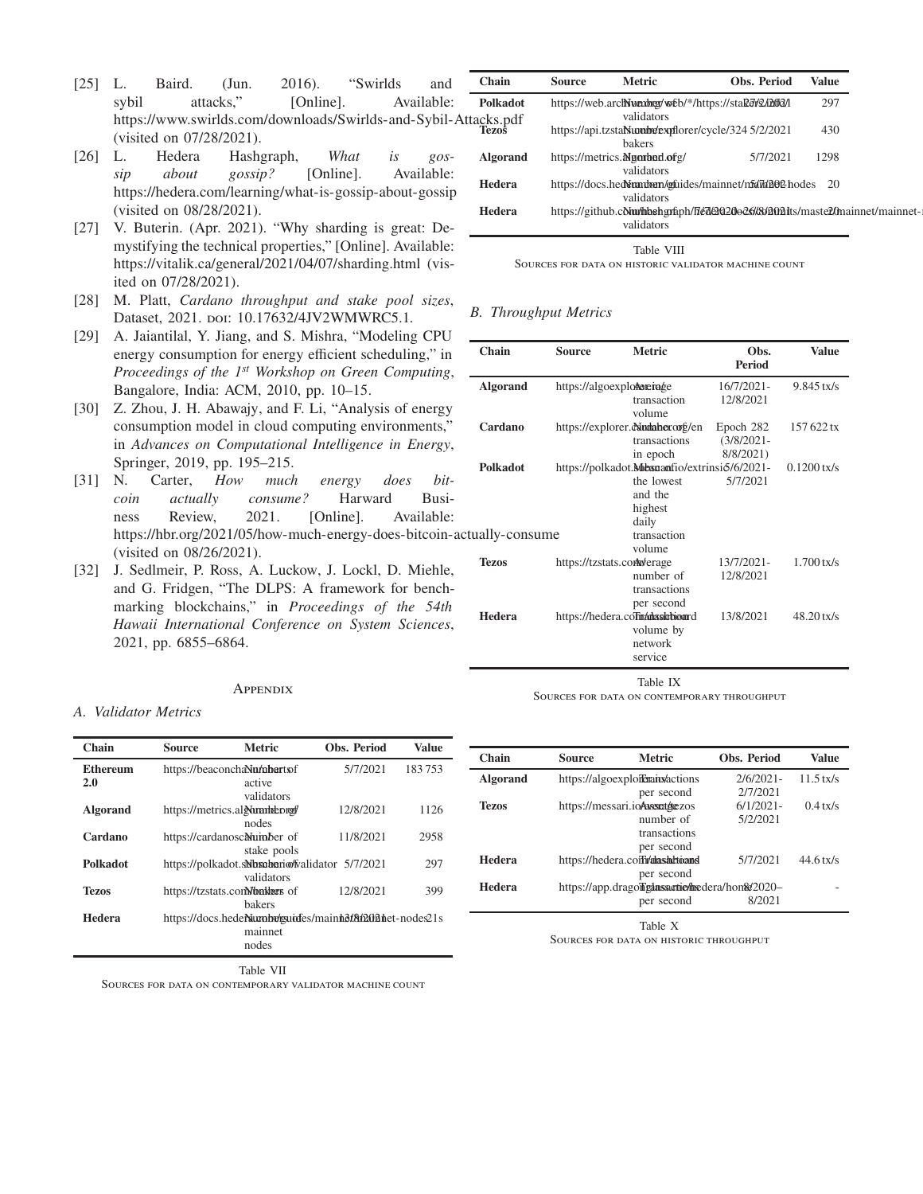[25] L. Baird. (Jun. 2016). "Swirlds and sybil attacks," [Online]. Available: https://www.swirlds.com/downloads/Swirlds-and-Sybil-Attacks.pdf (visited on 07/28/2021).

[26] L. Hedera Hashgraph, *What is gossip about gossip?* [Online]. Available: https://hedera.com/learning/what-is-gossip-about-gossip (visited on 08/28/2021).

[27] V. Buterin. (Apr. 2021). "Why sharding is great: Demystifying the technical properties," [Online]. Available: https://vitalik.ca/general/2021/04/07/sharding.html (visited on 07/28/2021).

[28] M. Platt, *Cardano throughput and stake pool sizes*, Dataset, 2021. DOI: 10.17632/4JV2WMWRC5.1.

[29] A. Jaiantilal, Y. Jiang, and S. Mishra, "Modeling CPU energy consumption for energy efficient scheduling," in *Proceedings of the 1st Workshop on Green Computing*, Bangalore, India: ACM, 2010, pp. 10–15.

[30] Z. Zhou, J. H. Abawajy, and F. Li, "Analysis of energy consumption model in cloud computing environments," in *Advances on Computational Intelligence in Energy*, Springer, 2019, pp. 195–215.

[31] N. Carter, *How much energy does bitcoin actually consume?* Harward Business Review, 2021. [Online]. Available: https://hbr.org/2021/05/how-much-energy-does-bitcoin-actually-consume (visited on 08/26/2021).

[32] J. Sedlmeir, P. Ross, A. Luckow, J. Lockl, D. Miehle, and G. Fridgen, "The DLPS: A framework for benchmarking blockchains," in *Proceedings of the 54th Hawaii International Conference on System Sciences*, 2021, pp. 6855–6864.

## Appendix

### A. Validator Metrics

| Chain | Source | Metric | Obs. Period | Value |
|---|---|---|---|---|
| **Ethereum 2.0** | https://beaconcha.in/charts | Number of active validators | 5/7/2021 | 183 753 |
| **Algorand** | https://metrics.algorand.org/ | Number of nodes | 12/8/2021 | 1126 |
| **Cardano** | https://cardanoscan.io/ | Number of stake pools | 11/8/2021 | 2958 |
| **Polkadot** | https://polkadot.subscan.io/validator | Number of validators | 5/7/2021 | 297 |
| **Tezos** | https://tzstats.com/bakers | Number of bakers | 12/8/2021 | 399 |
| **Hedera** | https://docs.hedera.com/guides/mainnet/mainnet-nodes | Number of mainnet nodes | 13/8/2021 | 21 |

Table VII
Sources for data on contemporary validator machine count

| Chain | Source | Metric | Obs. Period | Value |
|---|---|---|---|---|
| **Polkadot** | https://web.archive.org/web/*/https://stak... | Number of validators | 27/2/2021 | 297 |
| **Tezos** | https://api.tzstats.com/explorer/cycle/324 | Number of bakers | 5/2/2021 | 430 |
| **Algorand** | https://metrics.algorand.org/ | Number of validators | 5/7/2021 | 1298 |
| **Hedera** | https://docs.hedera.com/guides/mainnet/mainnet-nodes | Number of validators | 5/7/2021 | 20 |
| **Hedera** | https://github.com/hashgraph/hedera-...s/master/mainnet/mainnet-... | Number of validators | 26/8/2020 | 20 |

Table VIII
Sources for data on historic validator machine count

### B. Throughput Metrics

| Chain | Source | Metric | Obs. Period | Value |
|---|---|---|---|---|
| **Algorand** | https://algoexplorer.io/ | Average transaction volume | 16/7/2021-12/8/2021 | 9.845 tx/s |
| **Cardano** | https://explorer.cardano.org/en | Number of transactions in epoch | Epoch 282 (3/8/2021-8/8/2021) | 157 622 tx |
| **Polkadot** | https://polkadot.subscan.io/extrinsic | Mean of the lowest and the highest daily transaction volume | 5/6/2021-5/7/2021 | 0.1200 tx/s |
| **Tezos** | https://tzstats.com/ | Average number of transactions per second | 13/7/2021-12/8/2021 | 1.700 tx/s |
| **Hedera** | https://hedera.com/dashboard | Transaction volume by network service | 13/8/2021 | 48.20 tx/s |

Table IX
Sources for data on contemporary throughput

| Chain | Source | Metric | Obs. Period | Value |
|---|---|---|---|---|
| **Algorand** | https://algoexplorer.io/ | Transactions per second | 2/6/2021-2/7/2021 | 11.5 tx/s |
| **Tezos** | https://messari.io/asset/tezos | Average number of transactions per second | 6/1/2021-5/2/2021 | 0.4 tx/s |
| **Hedera** | https://hedera.com/dashboard | Transactions per second | 5/7/2021 | 44.6 tx/s |
| **Hedera** | https://app.dragonglass.me/hedera/home | Transactions per second | 8/2020–8/2021 | - |

Table X
Sources for data on historic throughput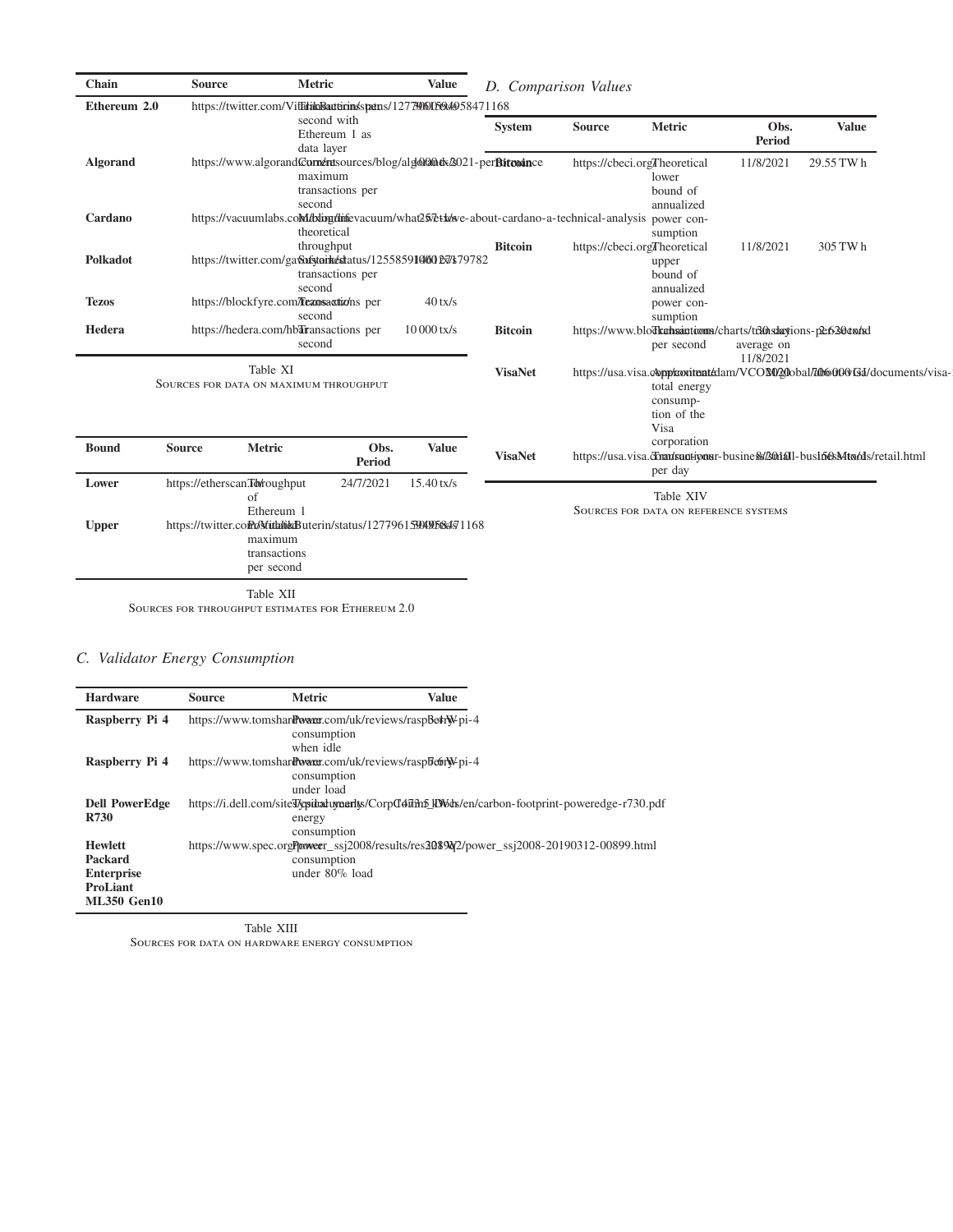| Chain | Source | Metric | Value |
|---|---|---|---|
| **Ethereum 2.0** | https://twitter.com/VitalikButerin/status/1277961594958471168 | Transactions per second with Ethereum 1 as data layer | 100 000 tx/s |
| **Algorand** | https://www.algorand.com/resources/blog/algorand-2021-performance | Confirmed maximum transactions per second | 1000 tx/s |
| **Cardano** | https://vacuumlabs.com/blog/life-vacuum/what-we-love-about-cardano-a-technical-analysis | Maximum theoretical throughput | 257 tx/s |
| **Polkadot** | https://twitter.com/gavofyork/status/1255859146027179782 | Systemwide transactions per second | 1000 tx/s |
| **Tezos** | https://blockfyre.com/tezos/ | Transactions per second | 40 tx/s |
| **Hedera** | https://hedera.com/hbar | Transactions per second | 10 000 tx/s |

Table XI
Sources for data on maximum throughput

| Bound | Source | Metric | Obs. Period | Value |
|---|---|---|---|---|
| **Lower** | https://etherscan.io | Throughput of Ethereum 1 | 24/7/2021 | 15.40 tx/s |
| **Upper** | https://twitter.com/VitalikButerin/status/1277961594958471168 | Possible maximum transactions per second | | 100 000 tx/s |

Table XII
Sources for throughput estimates for Ethereum 2.0

## C. Validator Energy Consumption

| Hardware | Source | Metric | Value |
|---|---|---|---|
| **Raspberry Pi 4** | https://www.tomshardware.com/uk/reviews/raspberry-pi-4 | Power consumption when idle | 3.4 W |
| **Raspberry Pi 4** | https://www.tomshardware.com/uk/reviews/raspberry-pi-4 | Power consumption under load | 7.6 W |
| **Dell PowerEdge R730** | https://i.dell.com/sites/csdocuments/CorpComm_Docs/en/carbon-footprint-poweredge-r730.pdf | Typical yearly energy consumption | 1473.5 kWh |
| **Hewlett Packard Enterprise ProLiant ML350 Gen10** | https://www.spec.org/power_ssj2008/results/res2019q2/power_ssj2008-20190312-00899.html | Power consumption under 80% load | 118 W |

Table XIII
Sources for data on hardware energy consumption

## D. Comparison Values

| System | Source | Metric | Obs. Period | Value |
|---|---|---|---|---|
| **Bitcoin** | https://cbeci.org | Theoretical lower bound of annualized power consumption | 11/8/2021 | 29.55 TW h |
| **Bitcoin** | https://cbeci.org | Theoretical upper bound of annualized power consumption | 11/8/2021 | 305 TW h |
| **Bitcoin** | https://www.blockchain.com/charts/transactions-per-second | Transactions per second | 30 day average on 11/8/2021 | 2.63 tx/s |
| **VisaNet** | https://usa.visa.com/content/dam/VCOM/global/about-visa/documents/visa- | Approximate total energy consumption of the Visa corporation | 2020 | 706 000 GJ |
| **VisaNet** | https://usa.visa.com/run-your-business/small-business-tools/retail.html | Transactions per day | 8/2021 | 150 M tx/d |

Table XIV
Sources for data on reference systems